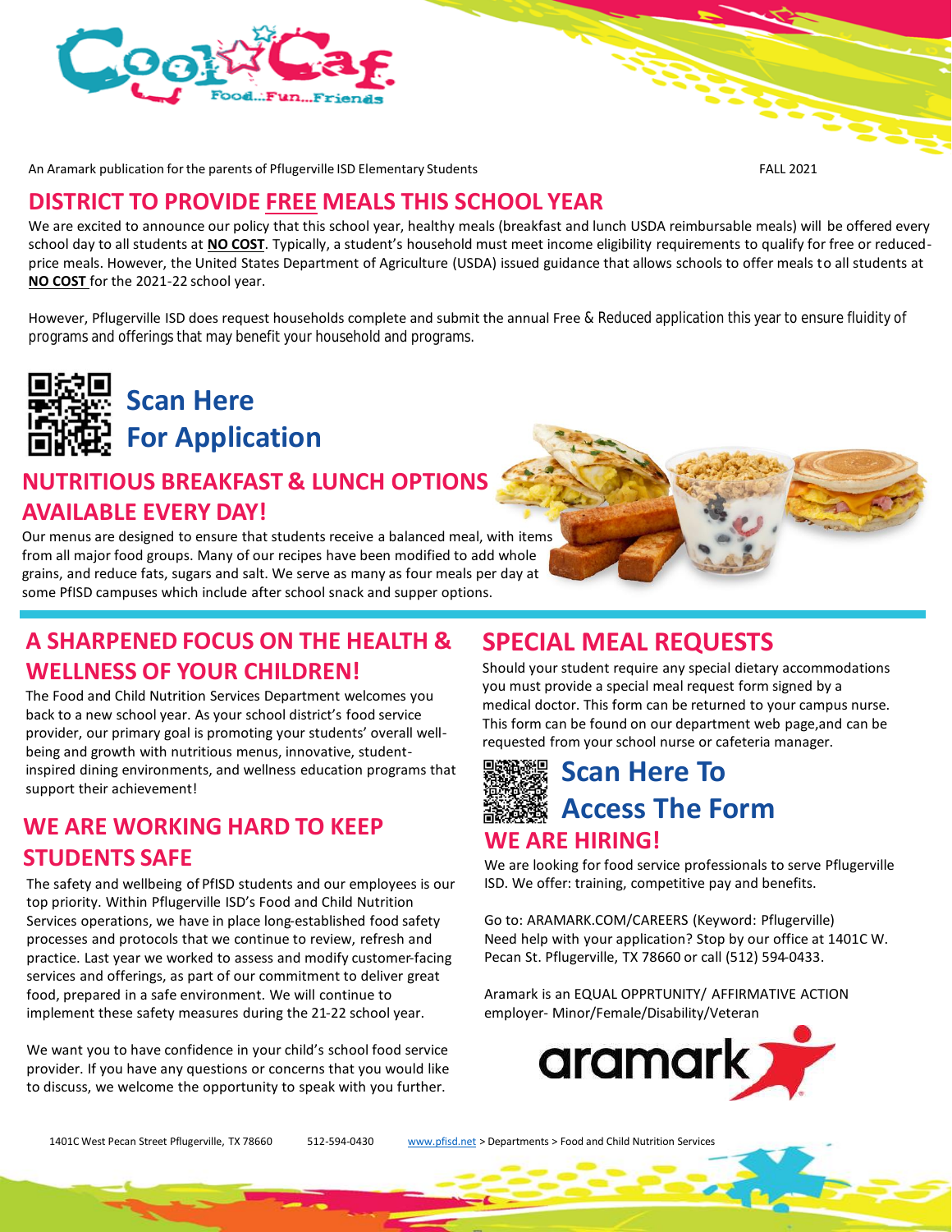An Aramark publication for the parents of Pflugerville ISD Elementary Students

FALL 2021

# DISTRICT TO PROVIDE FREE MEALS THIS SCHOOL YEAR

We are excited to announce our policy that this school year, healthy meals (breakfast and lunch USDA reimbursable meals) will be offered every school day to all students at **NO COST**. Typically, a student's household must meet income eligibility requirements to qualify for free or reduced-price meals. However, the United States Department of Agriculture (USDA) issued guidance that allows schools to offer meals to all students at **NO COST** for the 2021-22 school year.

However, Pflugerville ISD does request households complete and submit the annual Free & Reduced application this year to ensure fluidity of programs and offerings that may benefit your household and programs.

**Scan Here For Application**

## NUTRITIOUS BREAKFAST & LUNCH OPTIONS AVAILABLE EVERY DAY!

Our menus are designed to ensure that students receive a balanced meal, with items from all major food groups. Many of our recipes have been modified to add whole grains, and reduce fats, sugars and salt. We serve as many as four meals per day at some PfISD campuses which include after school snack and supper options.

## A SHARPENED FOCUS ON THE HEALTH & WELLNESS OF YOUR CHILDREN!

The Food and Child Nutrition Services Department welcomes you back to a new school year. As your school district's food service provider, our primary goal is promoting your students' overall well-being and growth with nutritious menus, innovative, student-inspired dining environments, and wellness education programs that support their achievement!

## WE ARE WORKING HARD TO KEEP STUDENTS SAFE

The safety and wellbeing of PfISD students and our employees is our top priority. Within Pflugerville ISD's Food and Child Nutrition Services operations, we have in place long-established food safety processes and protocols that we continue to review, refresh and practice. Last year we worked to assess and modify customer-facing services and offerings, as part of our commitment to deliver great food, prepared in a safe environment. We will continue to implement these safety measures during the 21-22 school year.

We want you to have confidence in your child's school food service provider. If you have any questions or concerns that you would like to discuss, we welcome the opportunity to speak with you further.

## SPECIAL MEAL REQUESTS

Should your student require any special dietary accommodations you must provide a special meal request form signed by a medical doctor. This form can be returned to your campus nurse. This form can be found on our department web page,and can be requested from your school nurse or cafeteria manager.

**Scan Here To Access The Form**

## WE ARE HIRING!

We are looking for food service professionals to serve Pflugerville ISD. We offer: training, competitive pay and benefits.

Go to: ARAMARK.COM/CAREERS (Keyword: Pflugerville)
Need help with your application? Stop by our office at 1401C W. Pecan St. Pflugerville, TX 78660 or call (512) 594-0433.

Aramark is an EQUAL OPPRTUNITY/ AFFIRMATIVE ACTION employer- Minor/Female/Disability/Veteran

1401C West Pecan Street Pflugerville, TX 78660 512-594-0430 www.pfisd.net > Departments > Food and Child Nutrition Services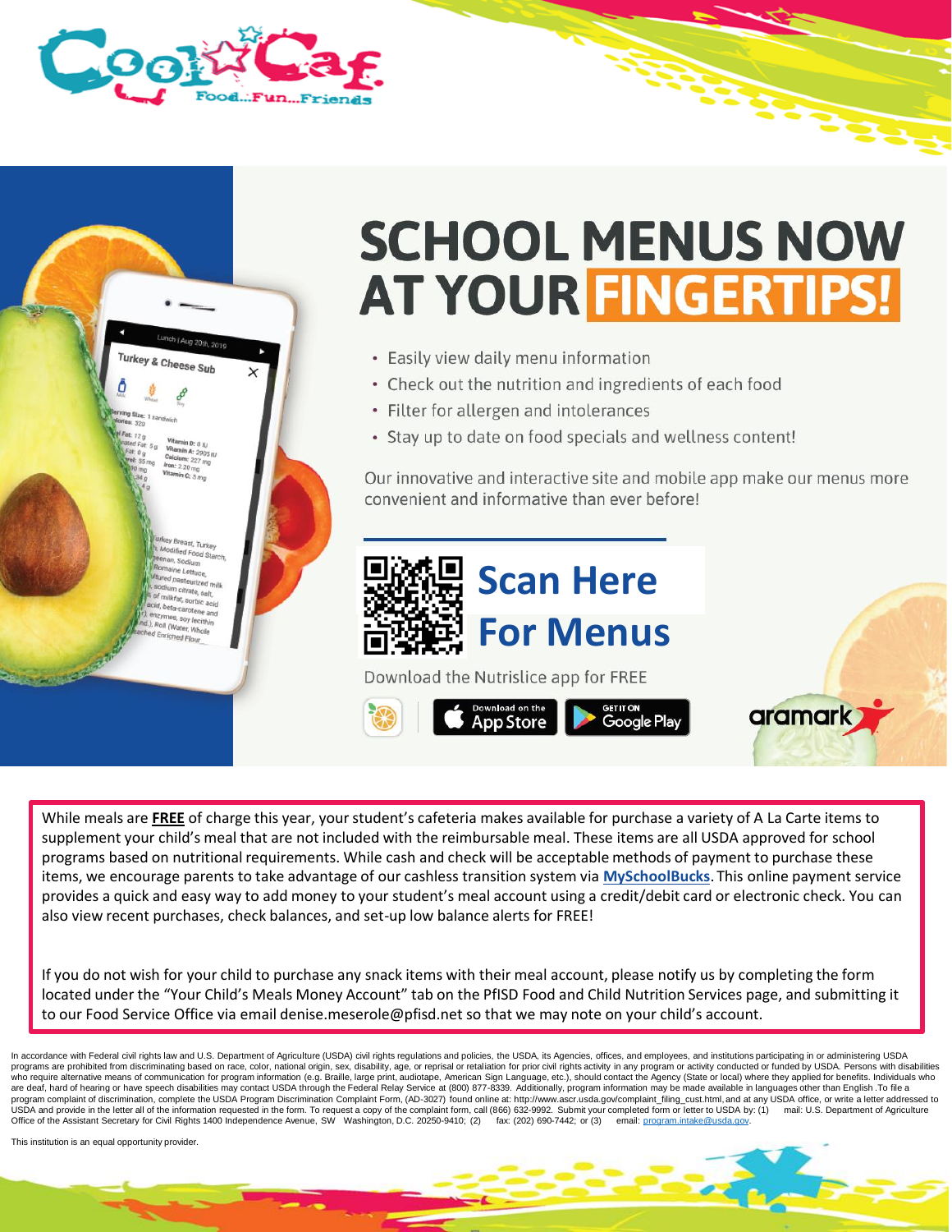# SCHOOL MENUS NOW AT YOUR FINGERTIPS!

- Easily view daily menu information
- Check out the nutrition and ingredients of each food
- Filter for allergen and intolerances
- Stay up to date on food specials and wellness content!

Our innovative and interactive site and mobile app make our menus more convenient and informative than ever before!

## Scan Here For Menus

Download the Nutrislice app for FREE

While meals are **FREE** of charge this year, your student's cafeteria makes available for purchase a variety of A La Carte items to supplement your child's meal that are not included with the reimbursable meal. These items are all USDA approved for school programs based on nutritional requirements. While cash and check will be acceptable methods of payment to purchase these items, we encourage parents to take advantage of our cashless transition system via **MySchoolBucks**. This online payment service provides a quick and easy way to add money to your student's meal account using a credit/debit card or electronic check. You can also view recent purchases, check balances, and set-up low balance alerts for FREE!

If you do not wish for your child to purchase any snack items with their meal account, please notify us by completing the form located under the "Your Child's Meals Money Account" tab on the PfISD Food and Child Nutrition Services page, and submitting it to our Food Service Office via email denise.meserole@pfisd.net so that we may note on your child's account.

In accordance with Federal civil rights law and U.S. Department of Agriculture (USDA) civil rights regulations and policies, the USDA, its Agencies, offices, and employees, and institutions participating in or administering USDA programs are prohibited from discriminating based on race, color, national origin, sex, disability, age, or reprisal or retaliation for prior civil rights activity in any program or activity conducted or funded by USDA. Persons with disabilities who require alternative means of communication for program information (e.g. Braille, large print, audiotape, American Sign Language, etc.), should contact the Agency (State or local) where they applied for benefits. Individuals who are deaf, hard of hearing or have speech disabilities may contact USDA through the Federal Relay Service at (800) 877-8339. Additionally, program information may be made available in languages other than English .To file a program complaint of discrimination, complete the USDA Program Discrimination Complaint Form, (AD-3027) found online at: http://www.ascr.usda.gov/complaint_filing_cust.html, and at any USDA office, or write a letter addressed to USDA and provide in the letter all of the information requested in the form. To request a copy of the complaint form, call (866) 632-9992. Submit your completed form or letter to USDA by: (1) mail: U.S. Department of Agriculture Office of the Assistant Secretary for Civil Rights 1400 Independence Avenue, SW Washington, D.C. 20250-9410; (2) fax: (202) 690-7442; or (3) email: program.intake@usda.gov.

This institution is an equal opportunity provider.